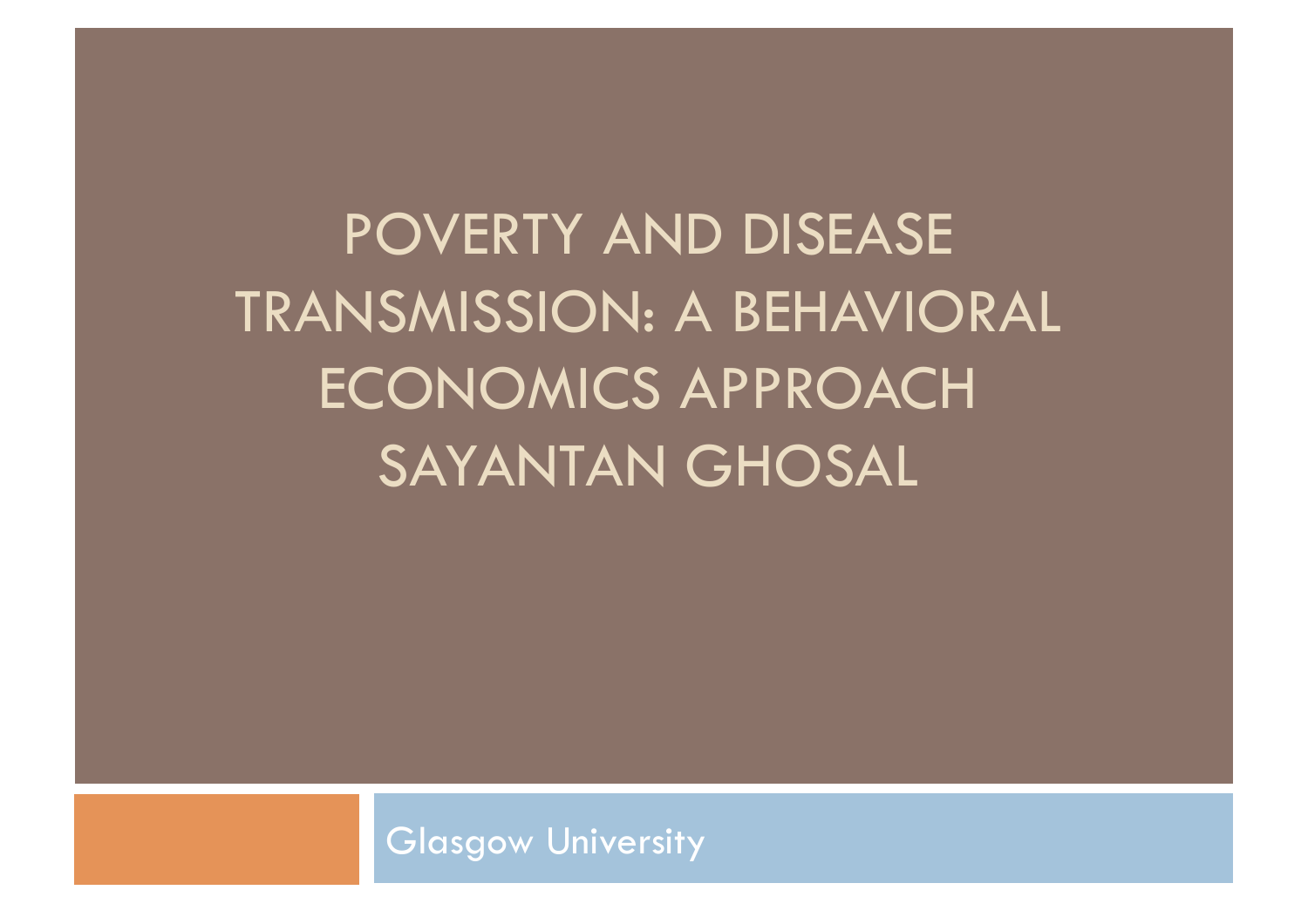# POVERTY AND DISEASE TRANSMISSION: A BEHAVIORAL ECONOMICS APPROACH SAYANTAN GHOSAL

Glasgow University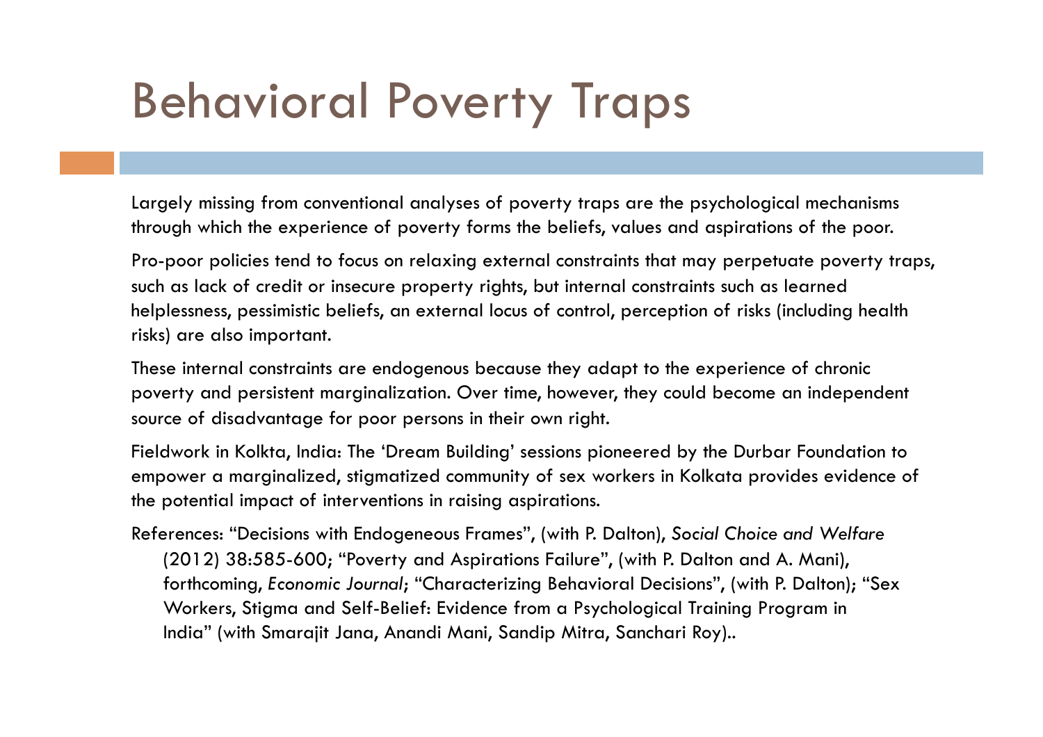# Behavioral Poverty Traps

Largely missing from conventional analyses of poverty traps are the psychological mechanisms through which the experience of poverty forms the beliefs, values and aspirations of the poor.

Pro-poor policies tend to focus on relaxing external constraints that may perpetuate poverty traps, such as lack of credit or insecure property rights, but internal constraints such as learned helplessness, pessimistic beliefs, an external locus of control, perception of risks (including health risks) are also important.

These internal constraints are endogenous because they adapt to the experience of chronic poverty and persistent marginalization. Over time, however, they could become an independent source of disadvantage for poor persons in their own right.

Fieldwork in Kolkta, India: The 'Dream Building' sessions pioneered by the Durbar Foundation to empower a marginalized, stigmatized community of sex workers in Kolkata provides evidence of the potential impact of interventions in raising aspirations.

References: "Decisions with Endogeneous Frames", (with P. Dalton), *Social Choice and Welfare* (2012) 38:585-600; "Poverty and Aspirations Failure", (with P. Dalton and A. Mani), forthcoming, *Economic Journal*; "Characterizing Behavioral Decisions", (with P. Dalton); "Sex Workers, Stigma and Self-Belief: Evidence from a Psychological Training Program in India" (with Smarajit Jana, Anandi Mani, Sandip Mitra, Sanchari Roy)..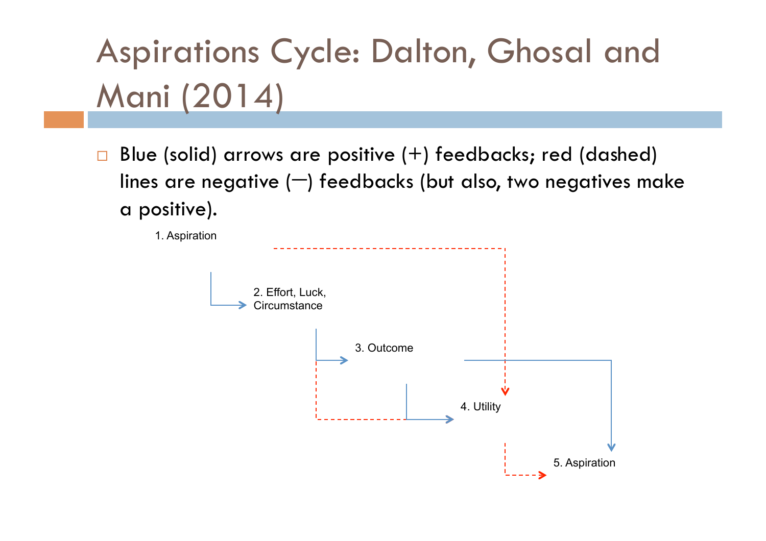# Aspirations Cycle: Dalton, Ghosal and Mani (2014)

- Blue (solid) arrows are positive (+) feedbacks; red (dashed) lines are negative (—) feedbacks (but also, two negatives make a positive).

1. Aspiration

2. Effort, Luck, Circumstance

3. Outcome

4. Utility

5. Aspiration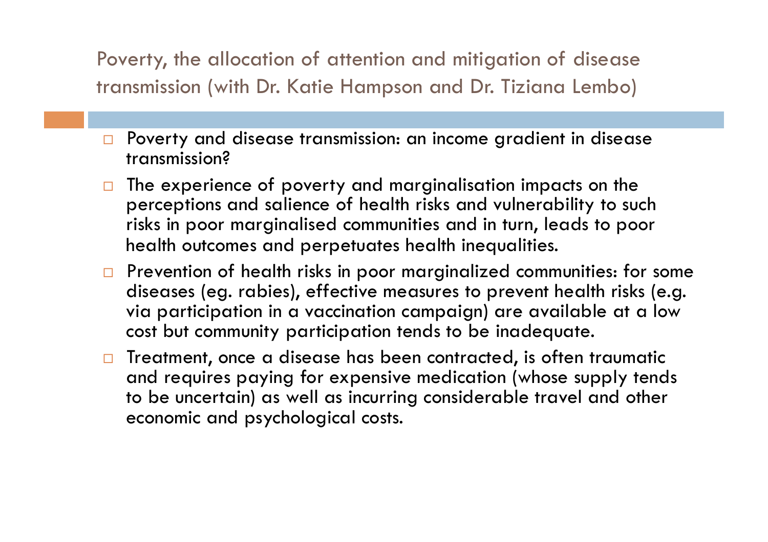## Poverty, the allocation of attention and mitigation of disease transmission (with Dr. Katie Hampson and Dr. Tiziana Lembo)

- Poverty and disease transmission: an income gradient in disease transmission?
- The experience of poverty and marginalisation impacts on the perceptions and salience of health risks and vulnerability to such risks in poor marginalised communities and in turn, leads to poor health outcomes and perpetuates health inequalities.
- Prevention of health risks in poor marginalized communities: for some diseases (eg. rabies), effective measures to prevent health risks (e.g. via participation in a vaccination campaign) are available at a low cost but community participation tends to be inadequate.
- Treatment, once a disease has been contracted, is often traumatic and requires paying for expensive medication (whose supply tends to be uncertain) as well as incurring considerable travel and other economic and psychological costs.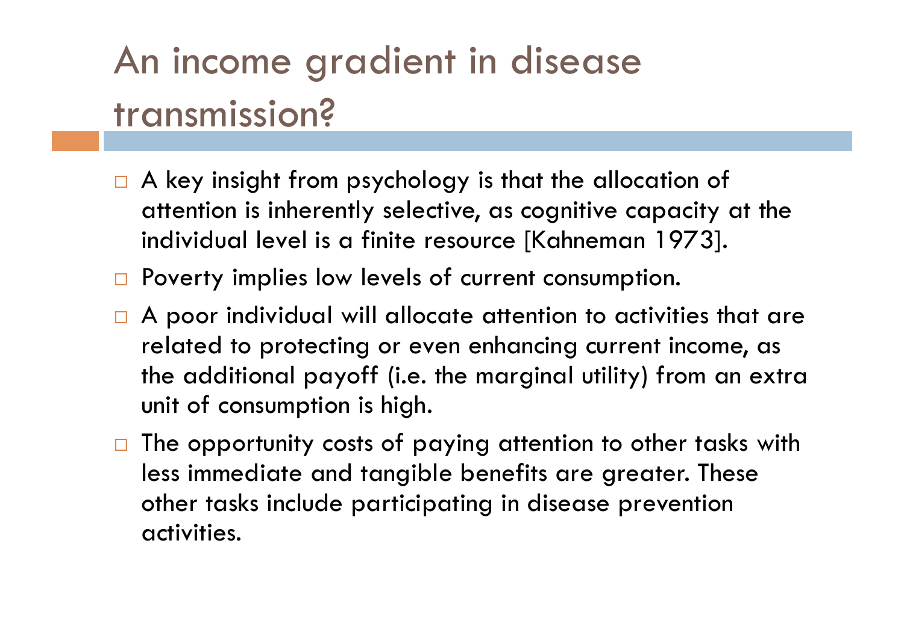# An income gradient in disease transmission?

- A key insight from psychology is that the allocation of attention is inherently selective, as cognitive capacity at the individual level is a finite resource [Kahneman 1973].
- Poverty implies low levels of current consumption.
- A poor individual will allocate attention to activities that are related to protecting or even enhancing current income, as the additional payoff (i.e. the marginal utility) from an extra unit of consumption is high.
- The opportunity costs of paying attention to other tasks with less immediate and tangible benefits are greater. These other tasks include participating in disease prevention activities.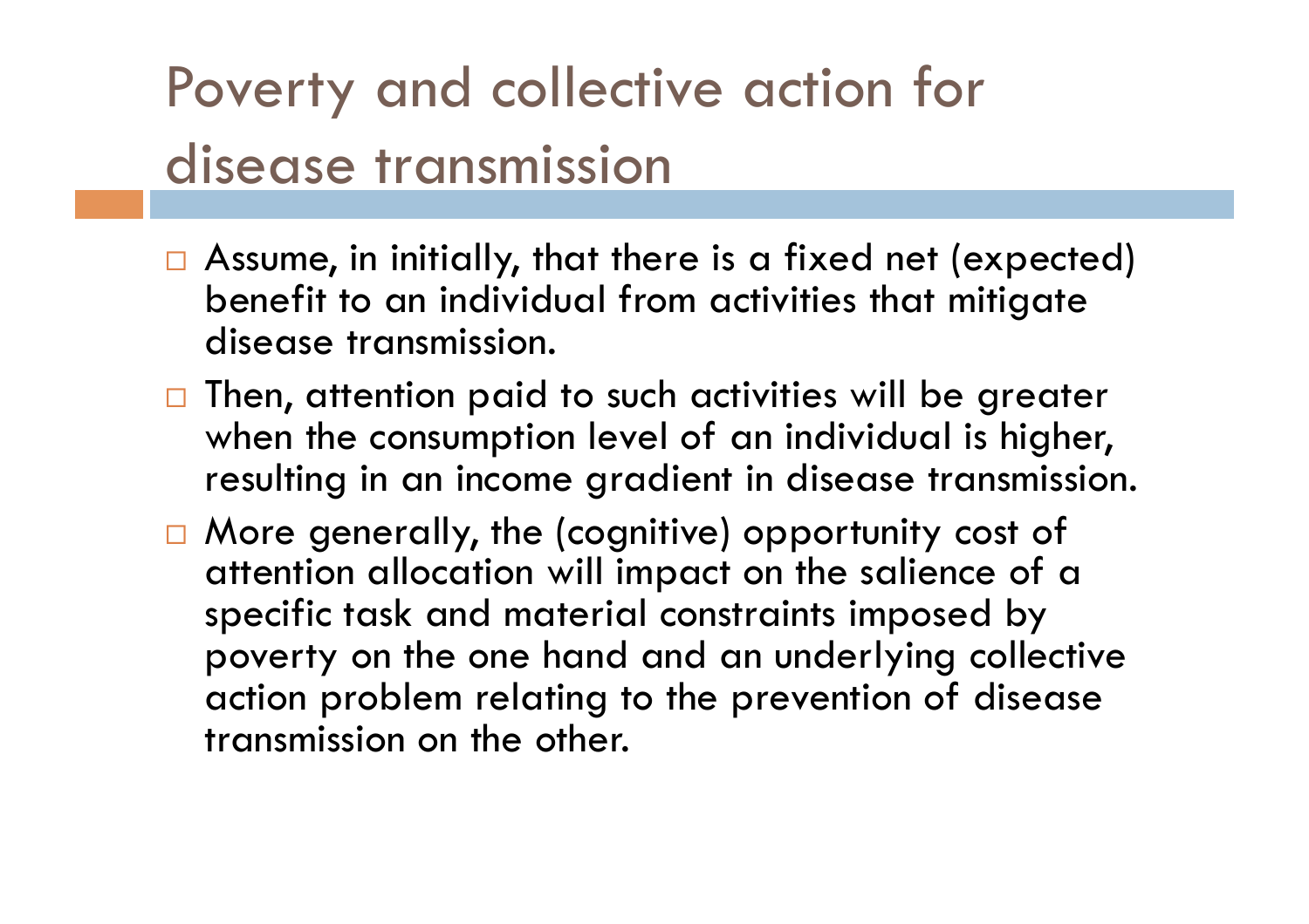# Poverty and collective action for disease transmission

- Assume, in initially, that there is a fixed net (expected) benefit to an individual from activities that mitigate disease transmission.
- Then, attention paid to such activities will be greater when the consumption level of an individual is higher, resulting in an income gradient in disease transmission.
- More generally, the (cognitive) opportunity cost of attention allocation will impact on the salience of a specific task and material constraints imposed by poverty on the one hand and an underlying collective action problem relating to the prevention of disease transmission on the other.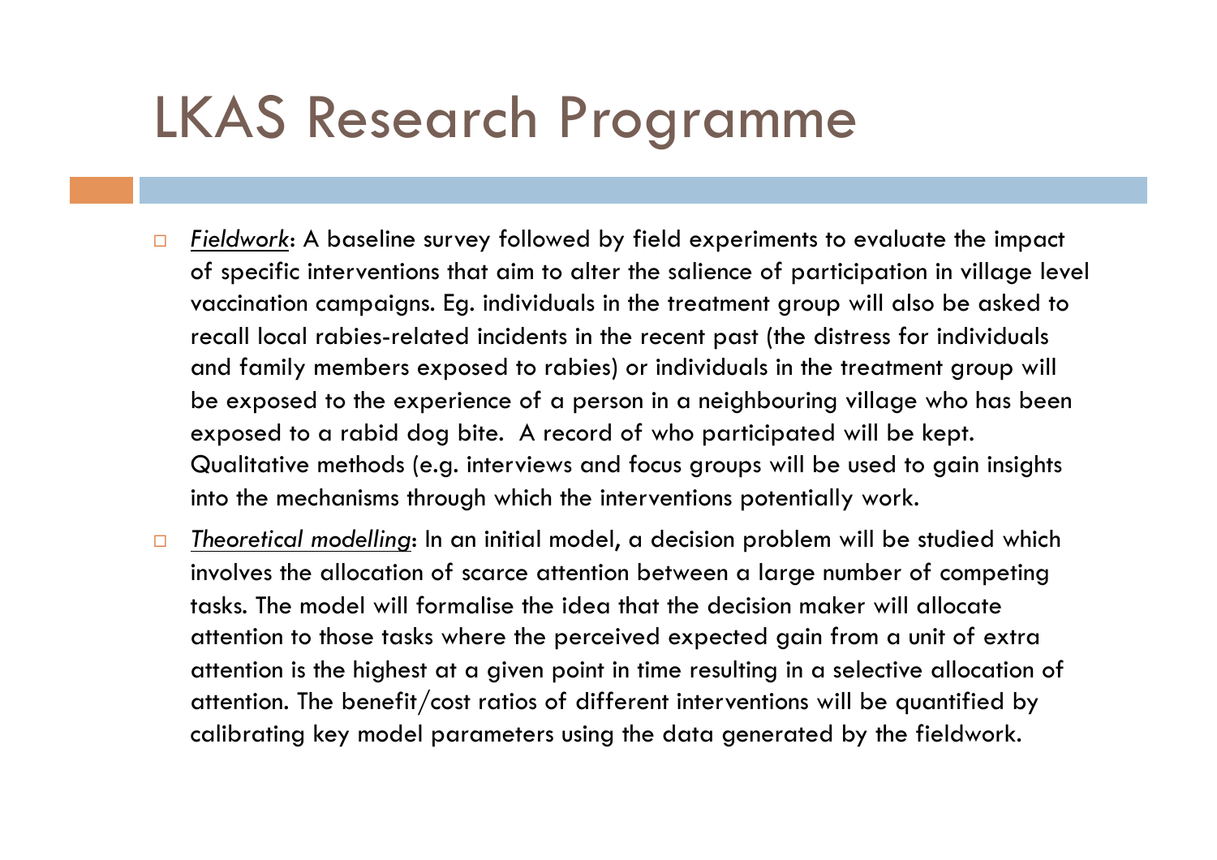# LKAS Research Programme

- *Fieldwork*: A baseline survey followed by field experiments to evaluate the impact of specific interventions that aim to alter the salience of participation in village level vaccination campaigns. Eg. individuals in the treatment group will also be asked to recall local rabies-related incidents in the recent past (the distress for individuals and family members exposed to rabies) or individuals in the treatment group will be exposed to the experience of a person in a neighbouring village who has been exposed to a rabid dog bite. A record of who participated will be kept. Qualitative methods (e.g. interviews and focus groups will be used to gain insights into the mechanisms through which the interventions potentially work.
- *Theoretical modelling*: In an initial model, a decision problem will be studied which involves the allocation of scarce attention between a large number of competing tasks. The model will formalise the idea that the decision maker will allocate attention to those tasks where the perceived expected gain from a unit of extra attention is the highest at a given point in time resulting in a selective allocation of attention. The benefit/cost ratios of different interventions will be quantified by calibrating key model parameters using the data generated by the fieldwork.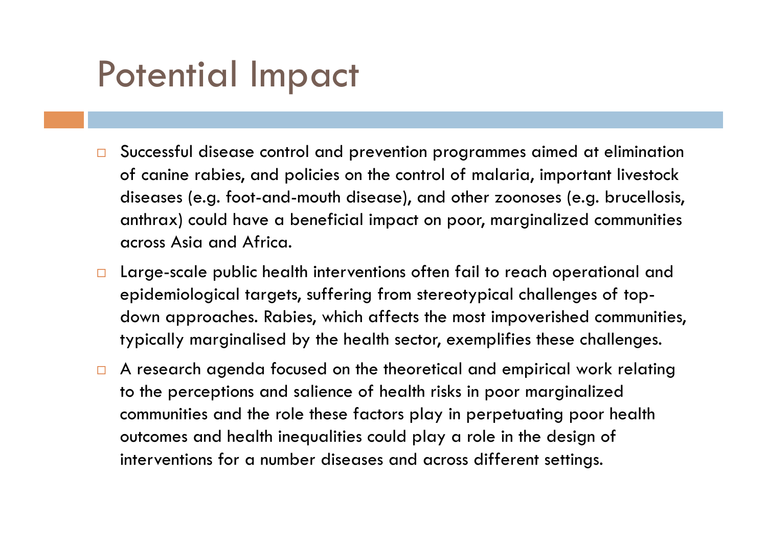# Potential Impact

- Successful disease control and prevention programmes aimed at elimination of canine rabies, and policies on the control of malaria, important livestock diseases (e.g. foot-and-mouth disease), and other zoonoses (e.g. brucellosis, anthrax) could have a beneficial impact on poor, marginalized communities across Asia and Africa.
- Large-scale public health interventions often fail to reach operational and epidemiological targets, suffering from stereotypical challenges of top-down approaches. Rabies, which affects the most impoverished communities, typically marginalised by the health sector, exemplifies these challenges.
- A research agenda focused on the theoretical and empirical work relating to the perceptions and salience of health risks in poor marginalized communities and the role these factors play in perpetuating poor health outcomes and health inequalities could play a role in the design of interventions for a number diseases and across different settings.